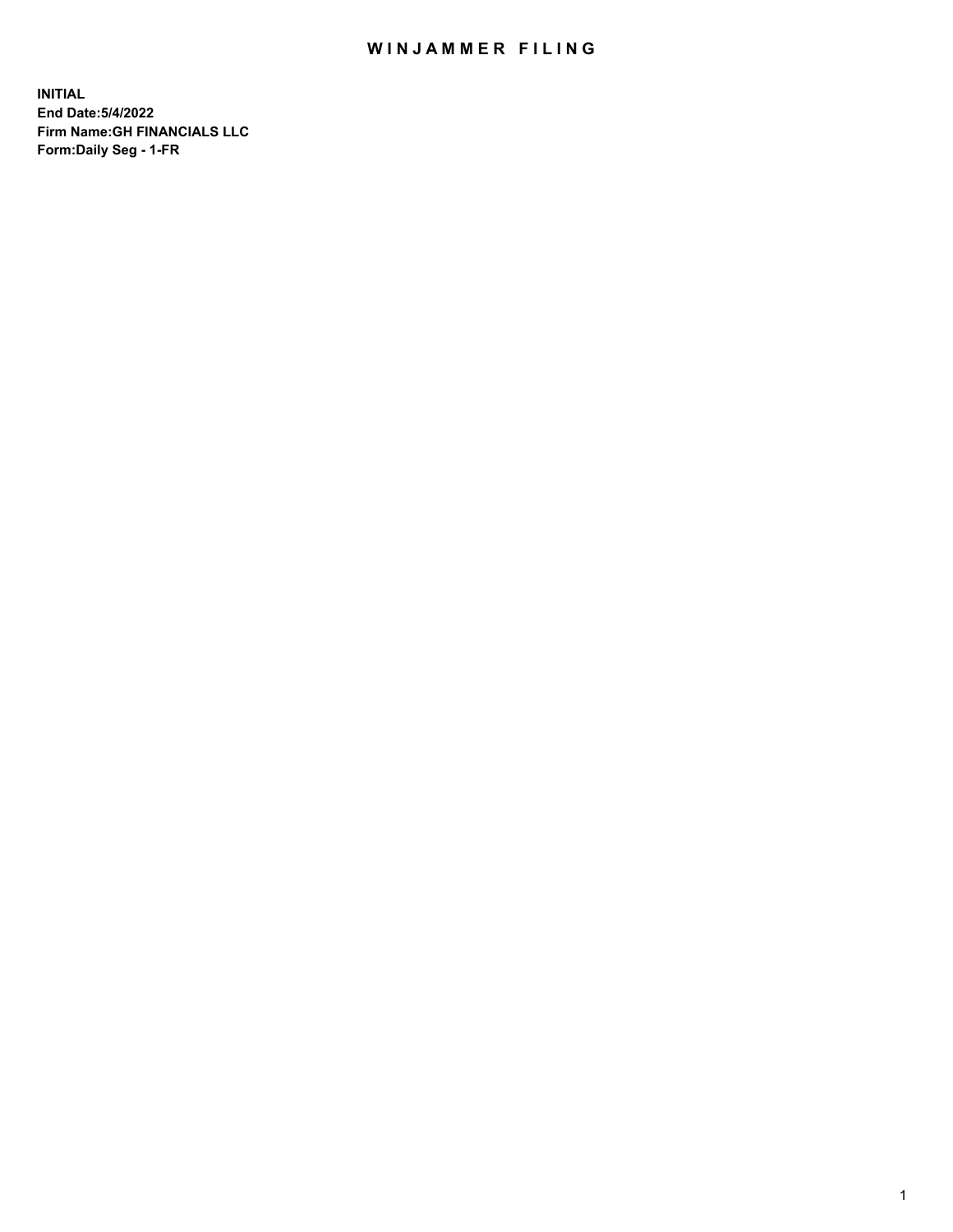# WINJAMMER FILING

**INITIAL**
**End Date:5/4/2022**
**Firm Name:GH FINANCIALS LLC**
**Form:Daily Seg - 1-FR**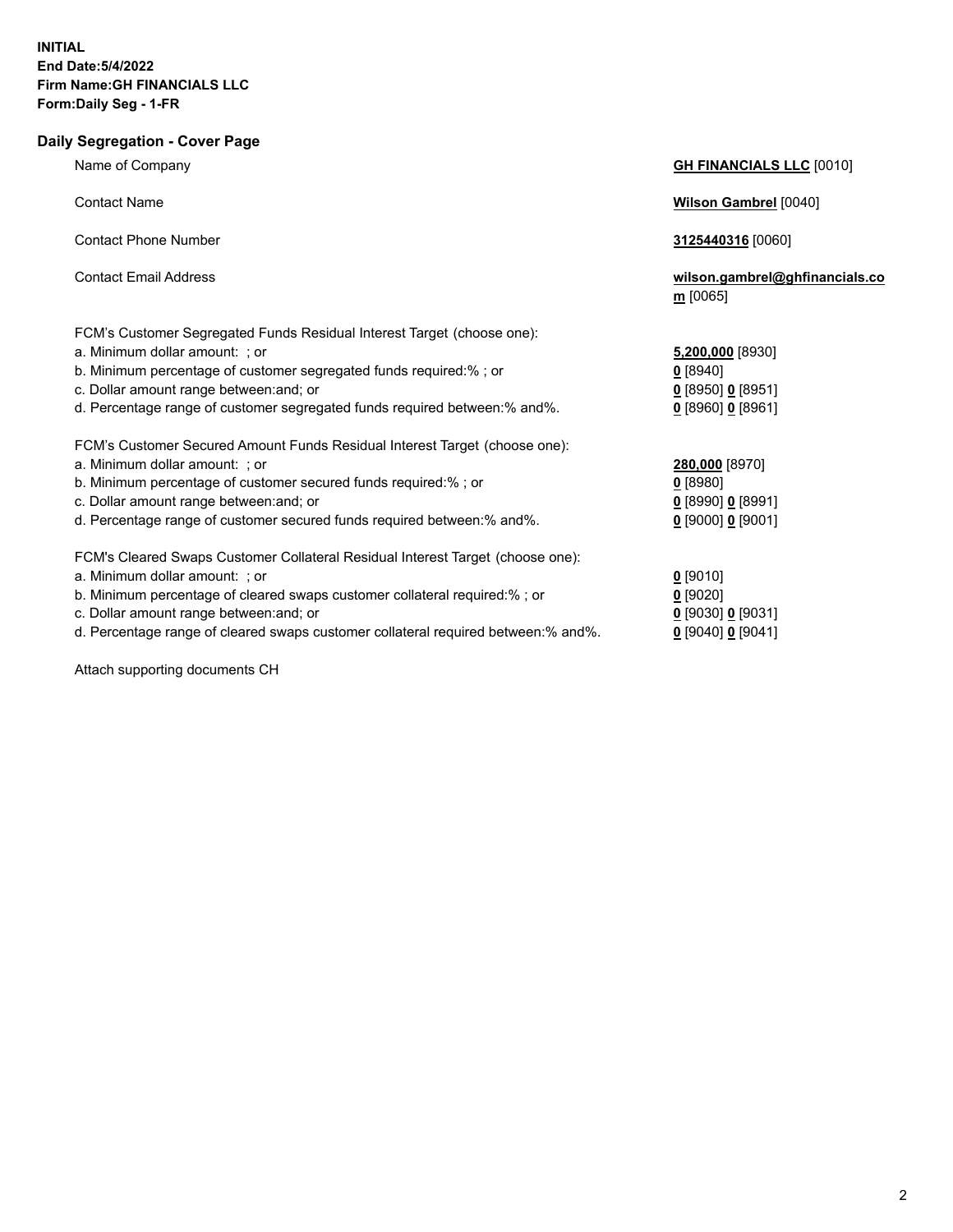**INITIAL**
**End Date:5/4/2022**
**Firm Name:GH FINANCIALS LLC**
**Form:Daily Seg - 1-FR**

## Daily Segregation - Cover Page

| | |
|---|---|
| Name of Company | **GH FINANCIALS LLC** [0010] |
| Contact Name | **Wilson Gambrel** [0040] |
| Contact Phone Number | **3125440316** [0060] |
| Contact Email Address | **wilson.gambrel@ghfinancials.com** [0065] |
| FCM's Customer Segregated Funds Residual Interest Target (choose one): | |
| a. Minimum dollar amount: ; or | **5,200,000** [8930] |
| b. Minimum percentage of customer segregated funds required:% ; or | **0** [8940] |
| c. Dollar amount range between:and; or | **0** [8950] **0** [8951] |
| d. Percentage range of customer segregated funds required between:% and%. | **0** [8960] **0** [8961] |
| FCM's Customer Secured Amount Funds Residual Interest Target (choose one): | |
| a. Minimum dollar amount: ; or | **280,000** [8970] |
| b. Minimum percentage of customer secured funds required:% ; or | **0** [8980] |
| c. Dollar amount range between:and; or | **0** [8990] **0** [8991] |
| d. Percentage range of customer secured funds required between:% and%. | **0** [9000] **0** [9001] |
| FCM's Cleared Swaps Customer Collateral Residual Interest Target (choose one): | |
| a. Minimum dollar amount: ; or | **0** [9010] |
| b. Minimum percentage of cleared swaps customer collateral required:% ; or | **0** [9020] |
| c. Dollar amount range between:and; or | **0** [9030] **0** [9031] |
| d. Percentage range of cleared swaps customer collateral required between:% and%. | **0** [9040] **0** [9041] |

Attach supporting documents CH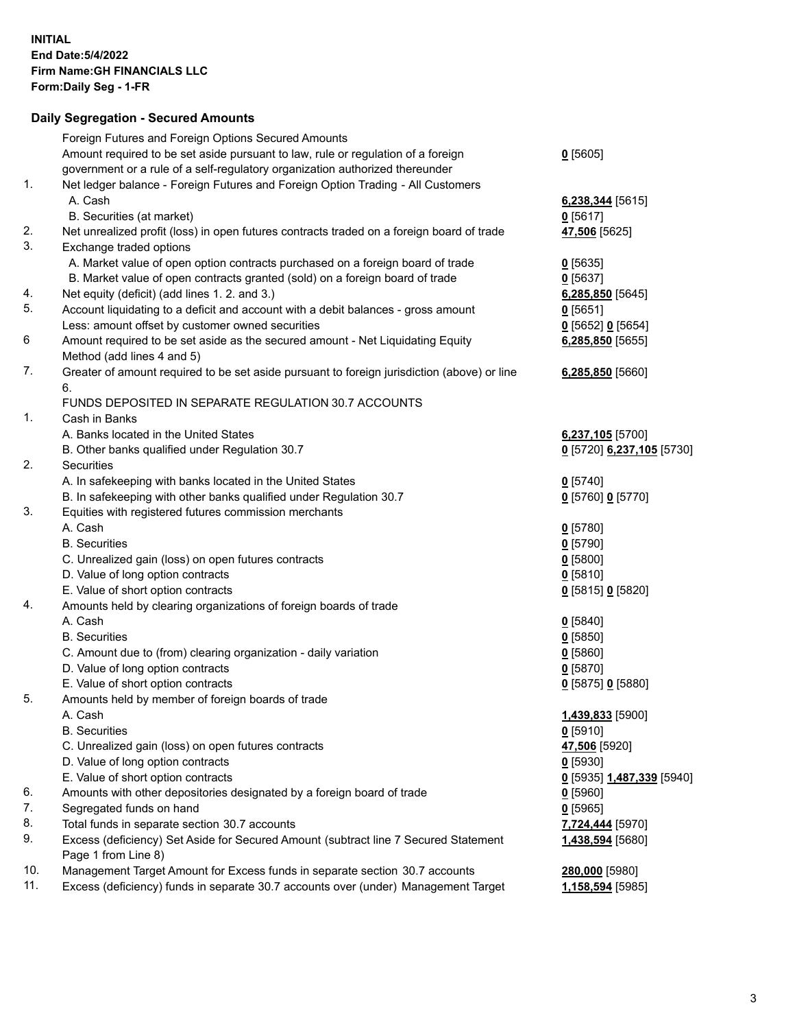**INITIAL**
**End Date:5/4/2022**
**Firm Name:GH FINANCIALS LLC**
**Form:Daily Seg - 1-FR**

## Daily Segregation - Secured Amounts

| | | |
|---|---|---|
| | Foreign Futures and Foreign Options Secured Amounts | |
| | Amount required to be set aside pursuant to law, rule or regulation of a foreign government or a rule of a self-regulatory organization authorized thereunder | **0** [5605] |
| 1. | Net ledger balance - Foreign Futures and Foreign Option Trading - All Customers | |
| | A. Cash | **6,238,344** [5615] |
| | B. Securities (at market) | **0** [5617] |
| 2. | Net unrealized profit (loss) in open futures contracts traded on a foreign board of trade | **47,506** [5625] |
| 3. | Exchange traded options | |
| | A. Market value of open option contracts purchased on a foreign board of trade | **0** [5635] |
| | B. Market value of open contracts granted (sold) on a foreign board of trade | **0** [5637] |
| 4. | Net equity (deficit) (add lines 1. 2. and 3.) | **6,285,850** [5645] |
| 5. | Account liquidating to a deficit and account with a debit balances - gross amount | **0** [5651] |
| | Less: amount offset by customer owned securities | **0** [5652] **0** [5654] |
| 6 | Amount required to be set aside as the secured amount - Net Liquidating Equity Method (add lines 4 and 5) | **6,285,850** [5655] |
| 7. | Greater of amount required to be set aside pursuant to foreign jurisdiction (above) or line 6. | **6,285,850** [5660] |
| | FUNDS DEPOSITED IN SEPARATE REGULATION 30.7 ACCOUNTS | |
| 1. | Cash in Banks | |
| | A. Banks located in the United States | **6,237,105** [5700] |
| | B. Other banks qualified under Regulation 30.7 | **0** [5720] **6,237,105** [5730] |
| 2. | Securities | |
| | A. In safekeeping with banks located in the United States | **0** [5740] |
| | B. In safekeeping with other banks qualified under Regulation 30.7 | **0** [5760] **0** [5770] |
| 3. | Equities with registered futures commission merchants | |
| | A. Cash | **0** [5780] |
| | B. Securities | **0** [5790] |
| | C. Unrealized gain (loss) on open futures contracts | **0** [5800] |
| | D. Value of long option contracts | **0** [5810] |
| | E. Value of short option contracts | **0** [5815] **0** [5820] |
| 4. | Amounts held by clearing organizations of foreign boards of trade | |
| | A. Cash | **0** [5840] |
| | B. Securities | **0** [5850] |
| | C. Amount due to (from) clearing organization - daily variation | **0** [5860] |
| | D. Value of long option contracts | **0** [5870] |
| | E. Value of short option contracts | **0** [5875] **0** [5880] |
| 5. | Amounts held by member of foreign boards of trade | |
| | A. Cash | **1,439,833** [5900] |
| | B. Securities | **0** [5910] |
| | C. Unrealized gain (loss) on open futures contracts | **47,506** [5920] |
| | D. Value of long option contracts | **0** [5930] |
| | E. Value of short option contracts | **0** [5935] **1,487,339** [5940] |
| 6. | Amounts with other depositories designated by a foreign board of trade | **0** [5960] |
| 7. | Segregated funds on hand | **0** [5965] |
| 8. | Total funds in separate section 30.7 accounts | **7,724,444** [5970] |
| 9. | Excess (deficiency) Set Aside for Secured Amount (subtract line 7 Secured Statement Page 1 from Line 8) | **1,438,594** [5680] |
| 10. | Management Target Amount for Excess funds in separate section 30.7 accounts | **280,000** [5980] |
| 11. | Excess (deficiency) funds in separate 30.7 accounts over (under) Management Target | **1,158,594** [5985] |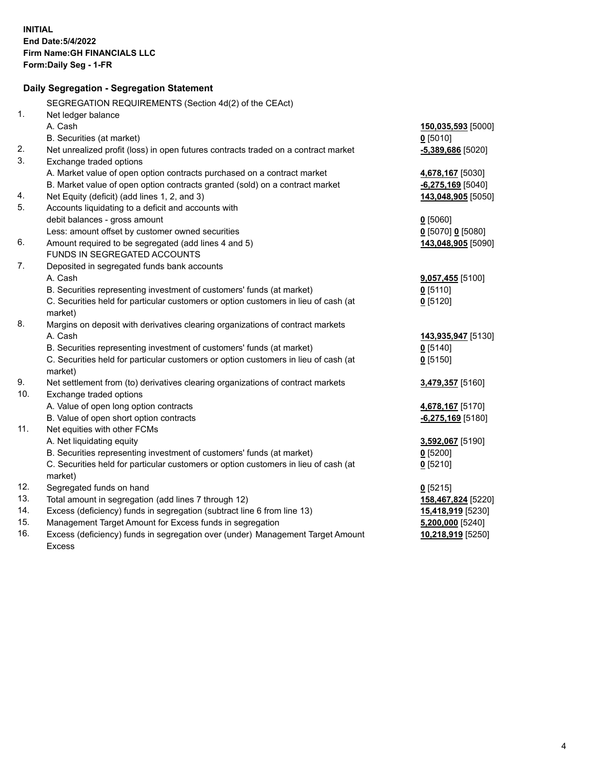**INITIAL**
**End Date:5/4/2022**
**Firm Name:GH FINANCIALS LLC**
**Form:Daily Seg - 1-FR**

## Daily Segregation - Segregation Statement

| | | |
|---|---|---|
| | SEGREGATION REQUIREMENTS (Section 4d(2) of the CEAct) | |
| 1. | Net ledger balance | |
| | A. Cash | **150,035,593** [5000] |
| | B. Securities (at market) | **0** [5010] |
| 2. | Net unrealized profit (loss) in open futures contracts traded on a contract market | **-5,389,686** [5020] |
| 3. | Exchange traded options | |
| | A. Market value of open option contracts purchased on a contract market | **4,678,167** [5030] |
| | B. Market value of open option contracts granted (sold) on a contract market | **-6,275,169** [5040] |
| 4. | Net Equity (deficit) (add lines 1, 2, and 3) | **143,048,905** [5050] |
| 5. | Accounts liquidating to a deficit and accounts with debit balances - gross amount | **0** [5060] |
| | Less: amount offset by customer owned securities | **0** [5070] **0** [5080] |
| 6. | Amount required to be segregated (add lines 4 and 5) | **143,048,905** [5090] |
| | FUNDS IN SEGREGATED ACCOUNTS | |
| 7. | Deposited in segregated funds bank accounts | |
| | A. Cash | **9,057,455** [5100] |
| | B. Securities representing investment of customers' funds (at market) | **0** [5110] |
| | C. Securities held for particular customers or option customers in lieu of cash (at market) | **0** [5120] |
| 8. | Margins on deposit with derivatives clearing organizations of contract markets | |
| | A. Cash | **143,935,947** [5130] |
| | B. Securities representing investment of customers' funds (at market) | **0** [5140] |
| | C. Securities held for particular customers or option customers in lieu of cash (at market) | **0** [5150] |
| 9. | Net settlement from (to) derivatives clearing organizations of contract markets | **3,479,357** [5160] |
| 10. | Exchange traded options | |
| | A. Value of open long option contracts | **4,678,167** [5170] |
| | B. Value of open short option contracts | **-6,275,169** [5180] |
| 11. | Net equities with other FCMs | |
| | A. Net liquidating equity | **3,592,067** [5190] |
| | B. Securities representing investment of customers' funds (at market) | **0** [5200] |
| | C. Securities held for particular customers or option customers in lieu of cash (at market) | **0** [5210] |
| 12. | Segregated funds on hand | **0** [5215] |
| 13. | Total amount in segregation (add lines 7 through 12) | **158,467,824** [5220] |
| 14. | Excess (deficiency) funds in segregation (subtract line 6 from line 13) | **15,418,919** [5230] |
| 15. | Management Target Amount for Excess funds in segregation | **5,200,000** [5240] |
| 16. | Excess (deficiency) funds in segregation over (under) Management Target Amount Excess | **10,218,919** [5250] |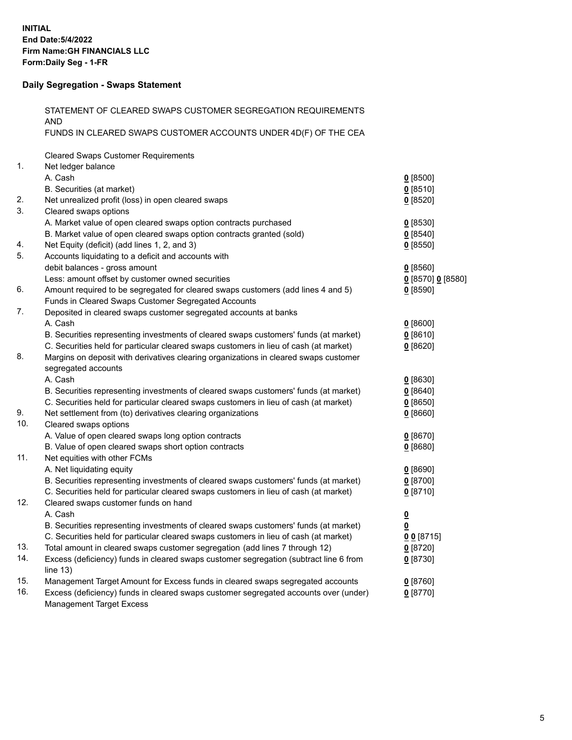**INITIAL**
**End Date:5/4/2022**
**Firm Name:GH FINANCIALS LLC**
**Form:Daily Seg - 1-FR**

## Daily Segregation - Swaps Statement

STATEMENT OF CLEARED SWAPS CUSTOMER SEGREGATION REQUIREMENTS AND
FUNDS IN CLEARED SWAPS CUSTOMER ACCOUNTS UNDER 4D(F) OF THE CEA

| | | |
|---|---|---|
| | Cleared Swaps Customer Requirements | |
| 1. | Net ledger balance | |
| | A. Cash | 0 [8500] |
| | B. Securities (at market) | 0 [8510] |
| 2. | Net unrealized profit (loss) in open cleared swaps | 0 [8520] |
| 3. | Cleared swaps options | |
| | A. Market value of open cleared swaps option contracts purchased | 0 [8530] |
| | B. Market value of open cleared swaps option contracts granted (sold) | 0 [8540] |
| 4. | Net Equity (deficit) (add lines 1, 2, and 3) | 0 [8550] |
| 5. | Accounts liquidating to a deficit and accounts with | |
| | debit balances - gross amount | 0 [8560] |
| | Less: amount offset by customer owned securities | 0 [8570] 0 [8580] |
| 6. | Amount required to be segregated for cleared swaps customers (add lines 4 and 5) | 0 [8590] |
| | Funds in Cleared Swaps Customer Segregated Accounts | |
| 7. | Deposited in cleared swaps customer segregated accounts at banks | |
| | A. Cash | 0 [8600] |
| | B. Securities representing investments of cleared swaps customers' funds (at market) | 0 [8610] |
| | C. Securities held for particular cleared swaps customers in lieu of cash (at market) | 0 [8620] |
| 8. | Margins on deposit with derivatives clearing organizations in cleared swaps customer segregated accounts | |
| | A. Cash | 0 [8630] |
| | B. Securities representing investments of cleared swaps customers' funds (at market) | 0 [8640] |
| | C. Securities held for particular cleared swaps customers in lieu of cash (at market) | 0 [8650] |
| 9. | Net settlement from (to) derivatives clearing organizations | 0 [8660] |
| 10. | Cleared swaps options | |
| | A. Value of open cleared swaps long option contracts | 0 [8670] |
| | B. Value of open cleared swaps short option contracts | 0 [8680] |
| 11. | Net equities with other FCMs | |
| | A. Net liquidating equity | 0 [8690] |
| | B. Securities representing investments of cleared swaps customers' funds (at market) | 0 [8700] |
| | C. Securities held for particular cleared swaps customers in lieu of cash (at market) | 0 [8710] |
| 12. | Cleared swaps customer funds on hand | |
| | A. Cash | 0 |
| | B. Securities representing investments of cleared swaps customers' funds (at market) | 0 |
| | C. Securities held for particular cleared swaps customers in lieu of cash (at market) | 0 0 [8715] |
| 13. | Total amount in cleared swaps customer segregation (add lines 7 through 12) | 0 [8720] |
| 14. | Excess (deficiency) funds in cleared swaps customer segregation (subtract line 6 from line 13) | 0 [8730] |
| 15. | Management Target Amount for Excess funds in cleared swaps segregated accounts | 0 [8760] |
| 16. | Excess (deficiency) funds in cleared swaps customer segregated accounts over (under) Management Target Excess | 0 [8770] |